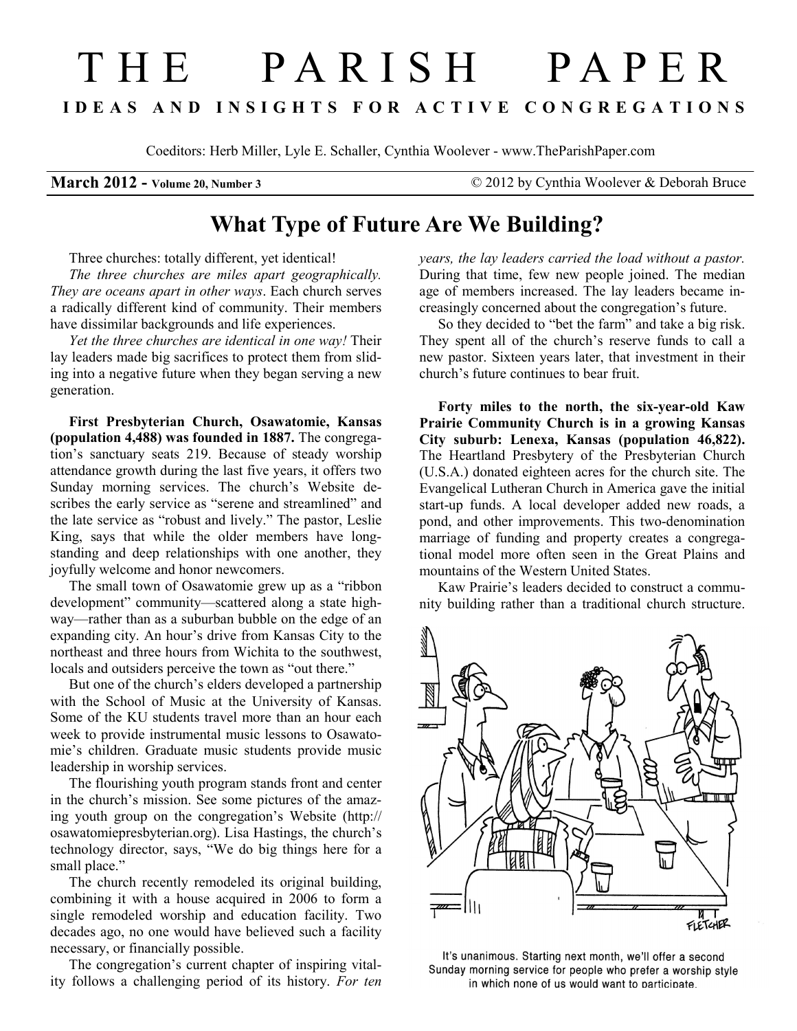# THE PARISH PAPER

**IDEAS AND INSIGHTS FOR ACTIVE CONGREGATIONS**

Coeditors: Herb Miller, Lyle E. Schaller, Cynthia Woolever - www.TheParishPaper.com

**March 2012 - Volume 20, Number 3** © 2012 by Cynthia Woolever & Deborah Bruce

## What Type of Future Are We Building?

Three churches: totally different, yet identical!

*The three churches are miles apart geographically. They are oceans apart in other ways*. Each church serves a radically different kind of community. Their members have dissimilar backgrounds and life experiences.

*Yet the three churches are identical in one way!* Their lay leaders made big sacrifices to protect them from sliding into a negative future when they began serving a new generation.

**First Presbyterian Church, Osawatomie, Kansas (population 4,488) was founded in 1887.** The congregation's sanctuary seats 219. Because of steady worship attendance growth during the last five years, it offers two Sunday morning services. The church's Website describes the early service as "serene and streamlined" and the late service as "robust and lively." The pastor, Leslie King, says that while the older members have longstanding and deep relationships with one another, they joyfully welcome and honor newcomers.

The small town of Osawatomie grew up as a "ribbon development" community—scattered along a state highway—rather than as a suburban bubble on the edge of an expanding city. An hour's drive from Kansas City to the northeast and three hours from Wichita to the southwest, locals and outsiders perceive the town as "out there."

But one of the church's elders developed a partnership with the School of Music at the University of Kansas. Some of the KU students travel more than an hour each week to provide instrumental music lessons to Osawatomie's children. Graduate music students provide music leadership in worship services.

The flourishing youth program stands front and center in the church's mission. See some pictures of the amazing youth group on the congregation's Website (http://osawatomiepresbyterian.org). Lisa Hastings, the church's technology director, says, "We do big things here for a small place."

The church recently remodeled its original building, combining it with a house acquired in 2006 to form a single remodeled worship and education facility. Two decades ago, no one would have believed such a facility necessary, or financially possible.

The congregation's current chapter of inspiring vitality follows a challenging period of its history. *For ten years, the lay leaders carried the load without a pastor.* During that time, few new people joined. The median age of members increased. The lay leaders became increasingly concerned about the congregation's future.

So they decided to "bet the farm" and take a big risk. They spent all of the church's reserve funds to call a new pastor. Sixteen years later, that investment in their church's future continues to bear fruit.

**Forty miles to the north, the six-year-old Kaw Prairie Community Church is in a growing Kansas City suburb: Lenexa, Kansas (population 46,822).** The Heartland Presbytery of the Presbyterian Church (U.S.A.) donated eighteen acres for the church site. The Evangelical Lutheran Church in America gave the initial start-up funds. A local developer added new roads, a pond, and other improvements. This two-denomination marriage of funding and property creates a congregational model more often seen in the Great Plains and mountains of the Western United States.

Kaw Prairie's leaders decided to construct a community building rather than a traditional church structure.

It's unanimous. Starting next month, we'll offer a second Sunday morning service for people who prefer a worship style in which none of us would want to participate.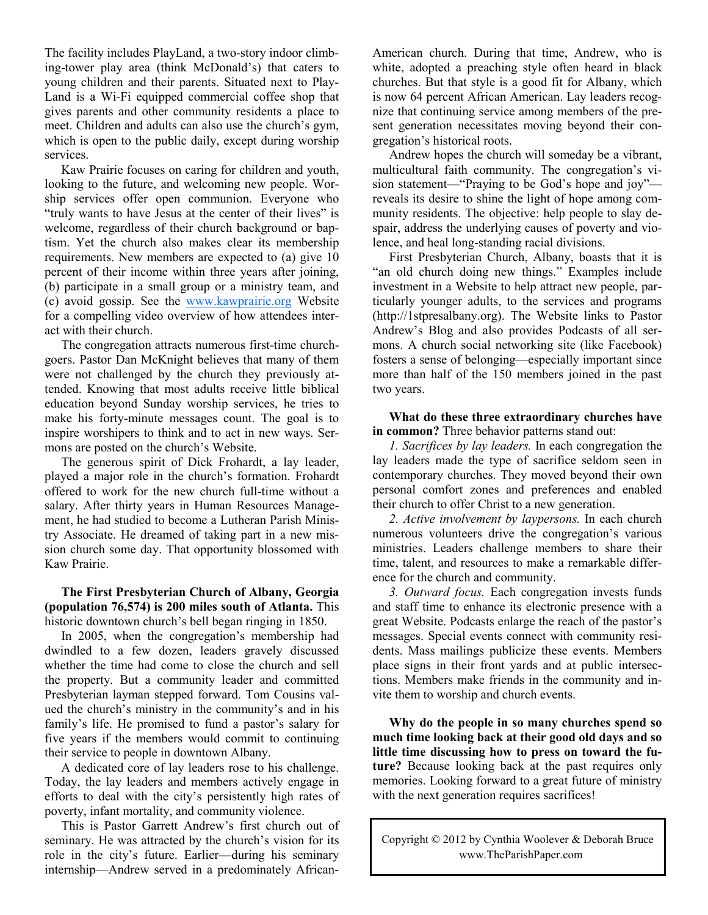The facility includes PlayLand, a two-story indoor climbing-tower play area (think McDonald's) that caters to young children and their parents. Situated next to PlayLand is a Wi-Fi equipped commercial coffee shop that gives parents and other community residents a place to meet. Children and adults can also use the church's gym, which is open to the public daily, except during worship services.

Kaw Prairie focuses on caring for children and youth, looking to the future, and welcoming new people. Worship services offer open communion. Everyone who "truly wants to have Jesus at the center of their lives" is welcome, regardless of their church background or baptism. Yet the church also makes clear its membership requirements. New members are expected to (a) give 10 percent of their income within three years after joining, (b) participate in a small group or a ministry team, and (c) avoid gossip. See the www.kawprairie.org Website for a compelling video overview of how attendees interact with their church.

The congregation attracts numerous first-time churchgoers. Pastor Dan McKnight believes that many of them were not challenged by the church they previously attended. Knowing that most adults receive little biblical education beyond Sunday worship services, he tries to make his forty-minute messages count. The goal is to inspire worshipers to think and to act in new ways. Sermons are posted on the church's Website.

The generous spirit of Dick Frohardt, a lay leader, played a major role in the church's formation. Frohardt offered to work for the new church full-time without a salary. After thirty years in Human Resources Management, he had studied to become a Lutheran Parish Ministry Associate. He dreamed of taking part in a new mission church some day. That opportunity blossomed with Kaw Prairie.

**The First Presbyterian Church of Albany, Georgia (population 76,574) is 200 miles south of Atlanta.** This historic downtown church's bell began ringing in 1850.

In 2005, when the congregation's membership had dwindled to a few dozen, leaders gravely discussed whether the time had come to close the church and sell the property. But a community leader and committed Presbyterian layman stepped forward. Tom Cousins valued the church's ministry in the community's and in his family's life. He promised to fund a pastor's salary for five years if the members would commit to continuing their service to people in downtown Albany.

A dedicated core of lay leaders rose to his challenge. Today, the lay leaders and members actively engage in efforts to deal with the city's persistently high rates of poverty, infant mortality, and community violence.

This is Pastor Garrett Andrew's first church out of seminary. He was attracted by the church's vision for its role in the city's future. Earlier—during his seminary internship—Andrew served in a predominately African-American church. During that time, Andrew, who is white, adopted a preaching style often heard in black churches. But that style is a good fit for Albany, which is now 64 percent African American. Lay leaders recognize that continuing service among members of the present generation necessitates moving beyond their congregation's historical roots.

Andrew hopes the church will someday be a vibrant, multicultural faith community. The congregation's vision statement—"Praying to be God's hope and joy"—reveals its desire to shine the light of hope among community residents. The objective: help people to slay despair, address the underlying causes of poverty and violence, and heal long-standing racial divisions.

First Presbyterian Church, Albany, boasts that it is "an old church doing new things." Examples include investment in a Website to help attract new people, particularly younger adults, to the services and programs (http://1stpresalbany.org). The Website links to Pastor Andrew's Blog and also provides Podcasts of all sermons. A church social networking site (like Facebook) fosters a sense of belonging—especially important since more than half of the 150 members joined in the past two years.

**What do these three extraordinary churches have in common?** Three behavior patterns stand out:

*1. Sacrifices by lay leaders.* In each congregation the lay leaders made the type of sacrifice seldom seen in contemporary churches. They moved beyond their own personal comfort zones and preferences and enabled their church to offer Christ to a new generation.

*2. Active involvement by laypersons.* In each church numerous volunteers drive the congregation's various ministries. Leaders challenge members to share their time, talent, and resources to make a remarkable difference for the church and community.

*3. Outward focus.* Each congregation invests funds and staff time to enhance its electronic presence with a great Website. Podcasts enlarge the reach of the pastor's messages. Special events connect with community residents. Mass mailings publicize these events. Members place signs in their front yards and at public intersections. Members make friends in the community and invite them to worship and church events.

**Why do the people in so many churches spend so much time looking back at their good old days and so little time discussing how to press on toward the future?** Because looking back at the past requires only memories. Looking forward to a great future of ministry with the next generation requires sacrifices!

Copyright © 2012 by Cynthia Woolever & Deborah Bruce
www.TheParishPaper.com